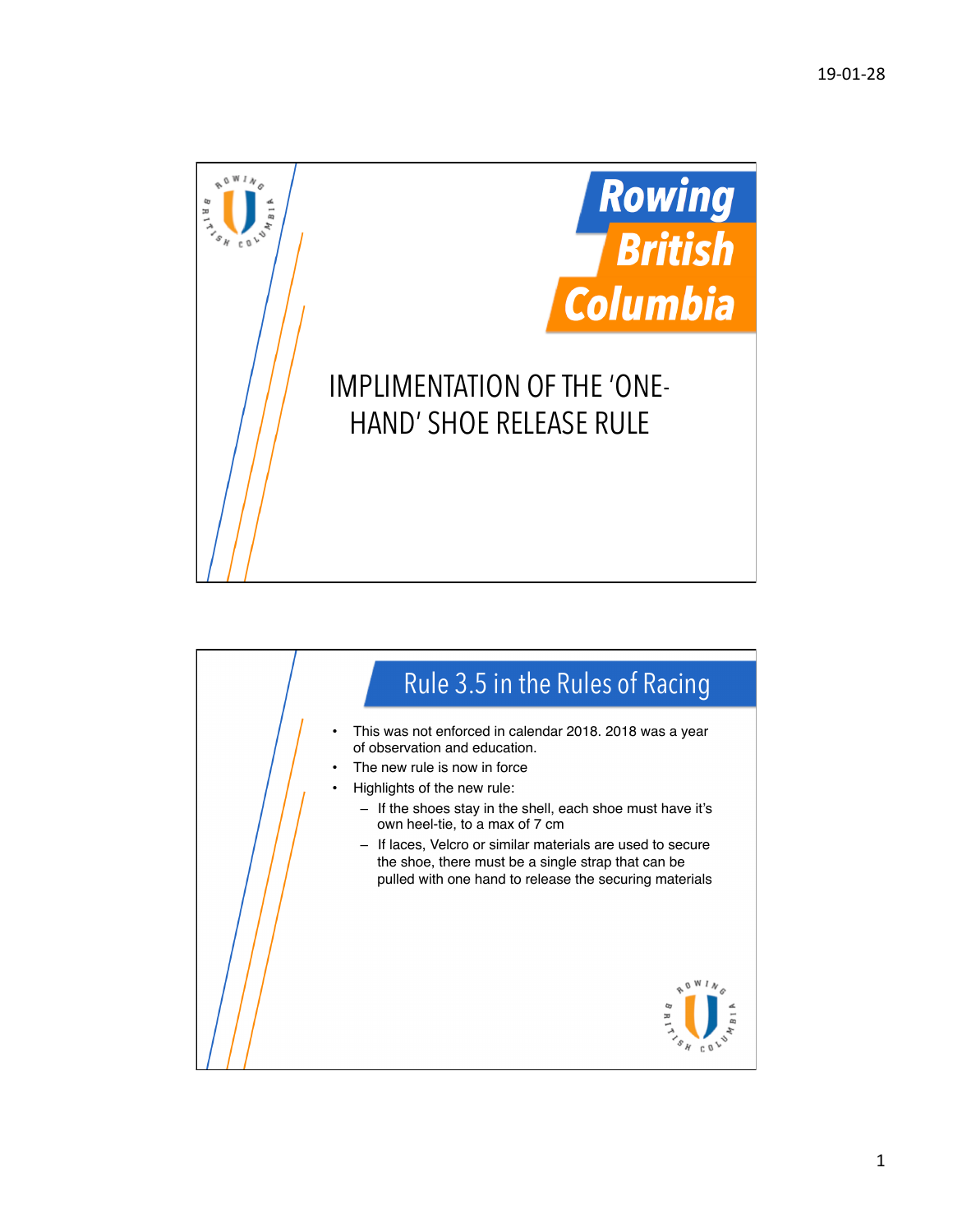# Rowing British Columbia

IMPLIMENTATION OF THE 'ONE-HAND' SHOE RELEASE RULE

## Rule 3.5 in the Rules of Racing

- This was not enforced in calendar 2018. 2018 was a year of observation and education.
- The new rule is now in force
- Highlights of the new rule:
  - If the shoes stay in the shell, each shoe must have it's own heel-tie, to a max of 7 cm
  - If laces, Velcro or similar materials are used to secure the shoe, there must be a single strap that can be pulled with one hand to release the securing materials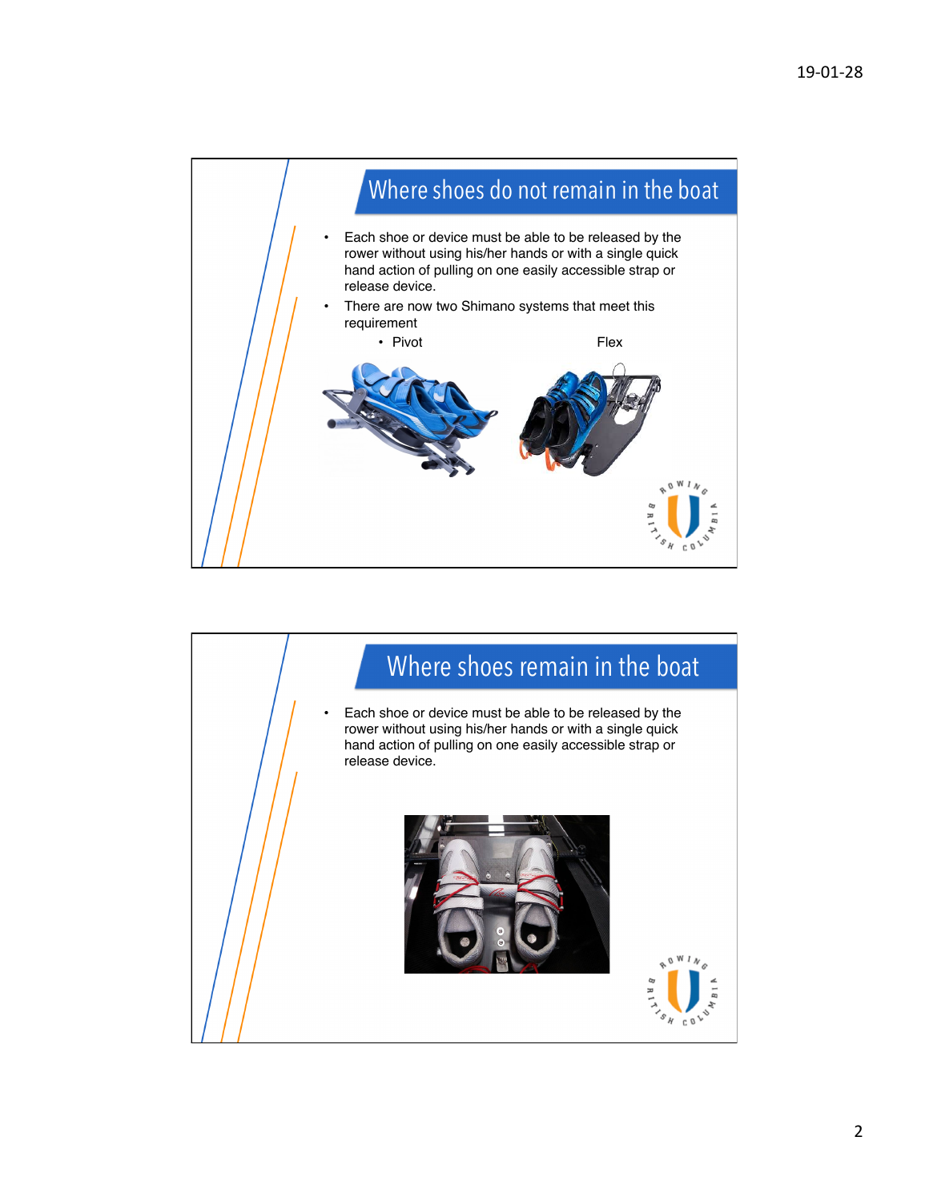## Where shoes do not remain in the boat

- Each shoe or device must be able to be released by the rower without using his/her hands or with a single quick hand action of pulling on one easily accessible strap or release device.
- There are now two Shimano systems that meet this requirement
  - Pivot
  - Flex

## Where shoes remain in the boat

- Each shoe or device must be able to be released by the rower without using his/her hands or with a single quick hand action of pulling on one easily accessible strap or release device.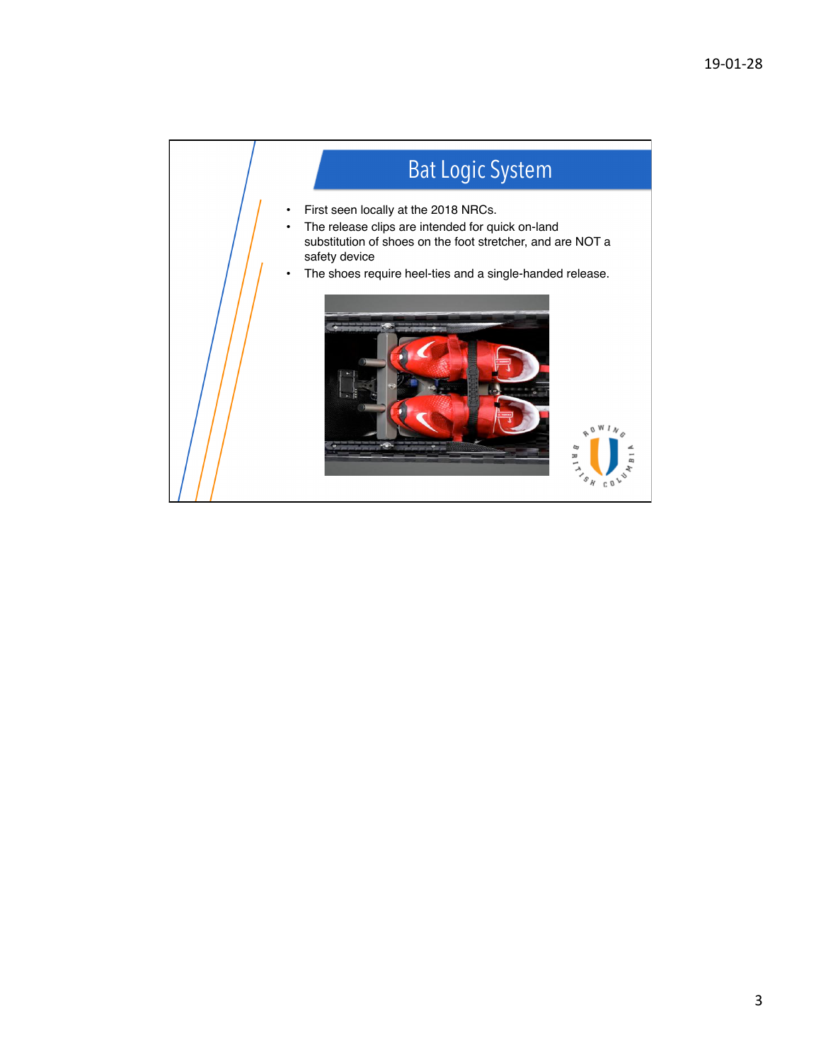# Bat Logic System

- First seen locally at the 2018 NRCs.
- The release clips are intended for quick on-land substitution of shoes on the foot stretcher, and are NOT a safety device
- The shoes require heel-ties and a single-handed release.